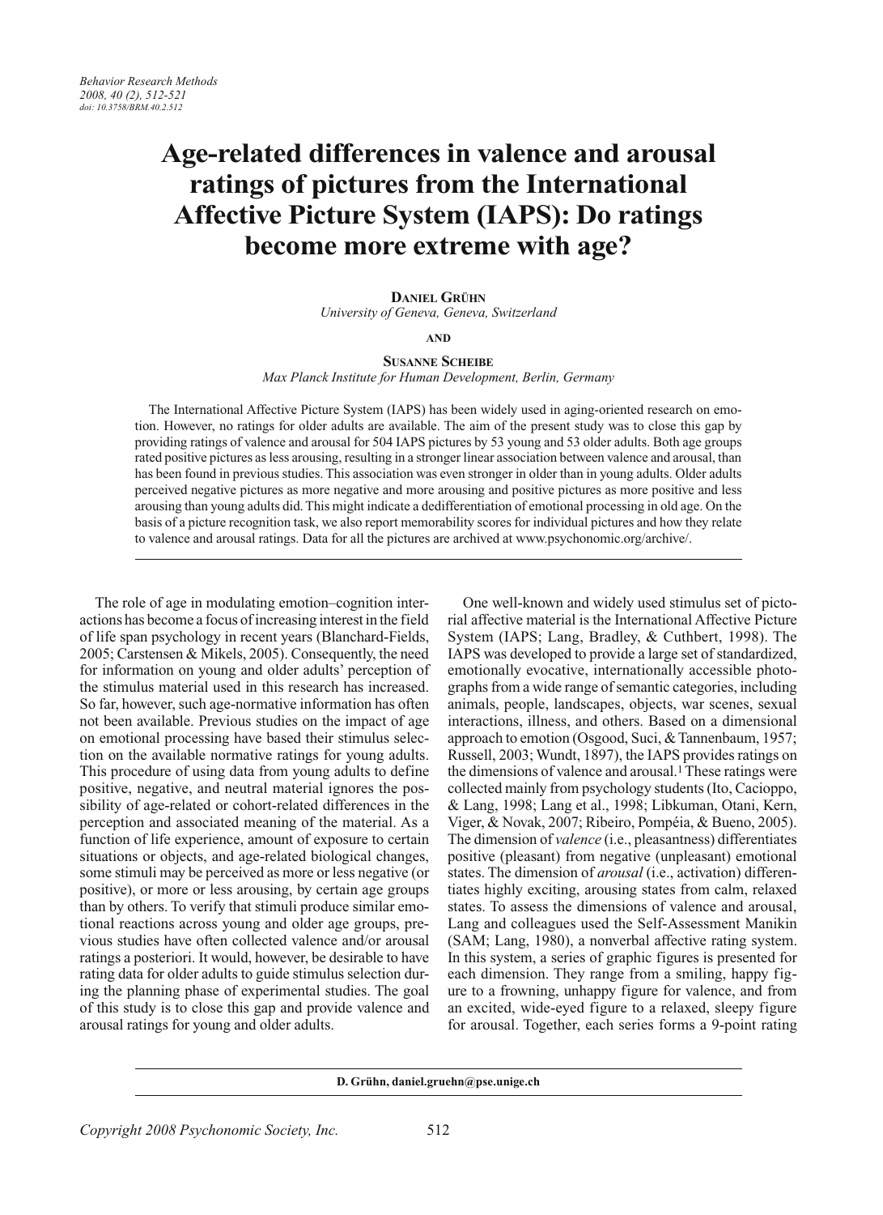# Age-related differences in valence and arousal ratings of pictures from the International Affective Picture System (IAPS): Do ratings become more extreme with age?

**Daniel Grühn**
*University of Geneva, Geneva, Switzerland*

**and**

**Susanne Scheibe**
*Max Planck Institute for Human Development, Berlin, Germany*

The International Affective Picture System (IAPS) has been widely used in aging-oriented research on emotion. However, no ratings for older adults are available. The aim of the present study was to close this gap by providing ratings of valence and arousal for 504 IAPS pictures by 53 young and 53 older adults. Both age groups rated positive pictures as less arousing, resulting in a stronger linear association between valence and arousal, than has been found in previous studies. This association was even stronger in older than in young adults. Older adults perceived negative pictures as more negative and more arousing and positive pictures as more positive and less arousing than young adults did. This might indicate a dedifferentiation of emotional processing in old age. On the basis of a picture recognition task, we also report memorability scores for individual pictures and how they relate to valence and arousal ratings. Data for all the pictures are archived at www.psychonomic.org/archive/.

The role of age in modulating emotion–cognition interactions has become a focus of increasing interest in the field of life span psychology in recent years (Blanchard-Fields, 2005; Carstensen & Mikels, 2005). Consequently, the need for information on young and older adults' perception of the stimulus material used in this research has increased. So far, however, such age-normative information has often not been available. Previous studies on the impact of age on emotional processing have based their stimulus selection on the available normative ratings for young adults. This procedure of using data from young adults to define positive, negative, and neutral material ignores the possibility of age-related or cohort-related differences in the perception and associated meaning of the material. As a function of life experience, amount of exposure to certain situations or objects, and age-related biological changes, some stimuli may be perceived as more or less negative (or positive), or more or less arousing, by certain age groups than by others. To verify that stimuli produce similar emotional reactions across young and older age groups, previous studies have often collected valence and/or arousal ratings a posteriori. It would, however, be desirable to have rating data for older adults to guide stimulus selection during the planning phase of experimental studies. The goal of this study is to close this gap and provide valence and arousal ratings for young and older adults.

One well-known and widely used stimulus set of pictorial affective material is the International Affective Picture System (IAPS; Lang, Bradley, & Cuthbert, 1998). The IAPS was developed to provide a large set of standardized, emotionally evocative, internationally accessible photographs from a wide range of semantic categories, including animals, people, landscapes, objects, war scenes, sexual interactions, illness, and others. Based on a dimensional approach to emotion (Osgood, Suci, & Tannenbaum, 1957; Russell, 2003; Wundt, 1897), the IAPS provides ratings on the dimensions of valence and arousal.[1] These ratings were collected mainly from psychology students (Ito, Cacioppo, & Lang, 1998; Lang et al., 1998; Libkuman, Otani, Kern, Viger, & Novak, 2007; Ribeiro, Pompéia, & Bueno, 2005). The dimension of *valence* (i.e., pleasantness) differentiates positive (pleasant) from negative (unpleasant) emotional states. The dimension of *arousal* (i.e., activation) differentiates highly exciting, arousing states from calm, relaxed states. To assess the dimensions of valence and arousal, Lang and colleagues used the Self-Assessment Manikin (SAM; Lang, 1980), a nonverbal affective rating system. In this system, a series of graphic figures is presented for each dimension. They range from a smiling, happy figure to a frowning, unhappy figure for valence, and from an excited, wide-eyed figure to a relaxed, sleepy figure for arousal. Together, each series forms a 9-point rating

D. Grühn, daniel.gruehn@pse.unige.ch

*Copyright 2008 Psychonomic Society, Inc.*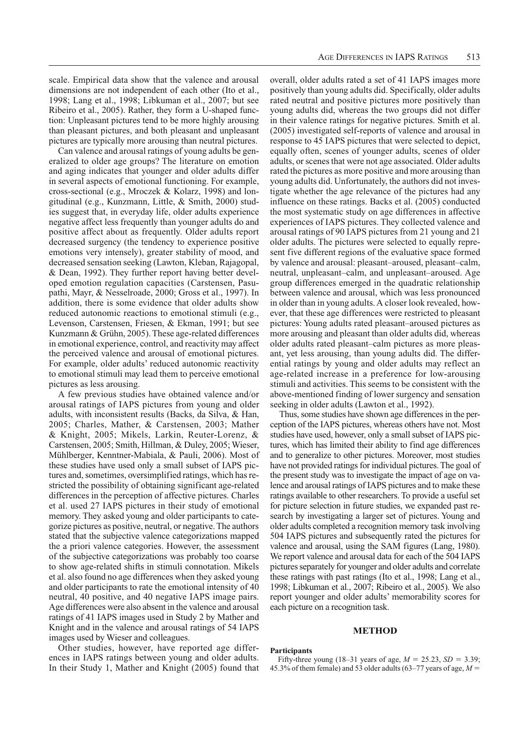scale. Empirical data show that the valence and arousal dimensions are not independent of each other (Ito et al., 1998; Lang et al., 1998; Libkuman et al., 2007; but see Ribeiro et al., 2005). Rather, they form a U-shaped function: Unpleasant pictures tend to be more highly arousing than pleasant pictures, and both pleasant and unpleasant pictures are typically more arousing than neutral pictures.

Can valence and arousal ratings of young adults be generalized to older age groups? The literature on emotion and aging indicates that younger and older adults differ in several aspects of emotional functioning. For example, cross-sectional (e.g., Mroczek & Kolarz, 1998) and longitudinal (e.g., Kunzmann, Little, & Smith, 2000) studies suggest that, in everyday life, older adults experience negative affect less frequently than younger adults do and positive affect about as frequently. Older adults report decreased surgency (the tendency to experience positive emotions very intensely), greater stability of mood, and decreased sensation seeking (Lawton, Kleban, Rajagopal, & Dean, 1992). They further report having better developed emotion regulation capacities (Carstensen, Pasupathi, Mayr, & Nesselroade, 2000; Gross et al., 1997). In addition, there is some evidence that older adults show reduced autonomic reactions to emotional stimuli (e.g., Levenson, Carstensen, Friesen, & Ekman, 1991; but see Kunzmann & Grühn, 2005). These age-related differences in emotional experience, control, and reactivity may affect the perceived valence and arousal of emotional pictures. For example, older adults' reduced autonomic reactivity to emotional stimuli may lead them to perceive emotional pictures as less arousing.

A few previous studies have obtained valence and/or arousal ratings of IAPS pictures from young and older adults, with inconsistent results (Backs, da Silva, & Han, 2005; Charles, Mather, & Carstensen, 2003; Mather & Knight, 2005; Mikels, Larkin, Reuter-Lorenz, & Carstensen, 2005; Smith, Hillman, & Duley, 2005; Wieser, Mühlberger, Kenntner-Mabiala, & Pauli, 2006). Most of these studies have used only a small subset of IAPS pictures and, sometimes, oversimplified ratings, which has restricted the possibility of obtaining significant age-related differences in the perception of affective pictures. Charles et al. used 27 IAPS pictures in their study of emotional memory. They asked young and older participants to categorize pictures as positive, neutral, or negative. The authors stated that the subjective valence categorizations mapped the a priori valence categories. However, the assessment of the subjective categorizations was probably too coarse to show age-related shifts in stimuli connotation. Mikels et al. also found no age differences when they asked young and older participants to rate the emotional intensity of 40 neutral, 40 positive, and 40 negative IAPS image pairs. Age differences were also absent in the valence and arousal ratings of 41 IAPS images used in Study 2 by Mather and Knight and in the valence and arousal ratings of 54 IAPS images used by Wieser and colleagues.

Other studies, however, have reported age differences in IAPS ratings between young and older adults. In their Study 1, Mather and Knight (2005) found that overall, older adults rated a set of 41 IAPS images more positively than young adults did. Specifically, older adults rated neutral and positive pictures more positively than young adults did, whereas the two groups did not differ in their valence ratings for negative pictures. Smith et al. (2005) investigated self-reports of valence and arousal in response to 45 IAPS pictures that were selected to depict, equally often, scenes of younger adults, scenes of older adults, or scenes that were not age associated. Older adults rated the pictures as more positive and more arousing than young adults did. Unfortunately, the authors did not investigate whether the age relevance of the pictures had any influence on these ratings. Backs et al. (2005) conducted the most systematic study on age differences in affective experiences of IAPS pictures. They collected valence and arousal ratings of 90 IAPS pictures from 21 young and 21 older adults. The pictures were selected to equally represent five different regions of the evaluative space formed by valence and arousal: pleasant–aroused, pleasant–calm, neutral, unpleasant–calm, and unpleasant–aroused. Age group differences emerged in the quadratic relationship between valence and arousal, which was less pronounced in older than in young adults. A closer look revealed, however, that these age differences were restricted to pleasant pictures: Young adults rated pleasant–aroused pictures as more arousing and pleasant than older adults did, whereas older adults rated pleasant–calm pictures as more pleasant, yet less arousing, than young adults did. The differential ratings by young and older adults may reflect an age-related increase in a preference for low-arousing stimuli and activities. This seems to be consistent with the above-mentioned finding of lower surgency and sensation seeking in older adults (Lawton et al., 1992).

Thus, some studies have shown age differences in the perception of the IAPS pictures, whereas others have not. Most studies have used, however, only a small subset of IAPS pictures, which has limited their ability to find age differences and to generalize to other pictures. Moreover, most studies have not provided ratings for individual pictures. The goal of the present study was to investigate the impact of age on valence and arousal ratings of IAPS pictures and to make these ratings available to other researchers. To provide a useful set for picture selection in future studies, we expanded past research by investigating a larger set of pictures. Young and older adults completed a recognition memory task involving 504 IAPS pictures and subsequently rated the pictures for valence and arousal, using the SAM figures (Lang, 1980). We report valence and arousal data for each of the 504 IAPS pictures separately for younger and older adults and correlate these ratings with past ratings (Ito et al., 1998; Lang et al., 1998; Libkuman et al., 2007; Ribeiro et al., 2005). We also report younger and older adults' memorability scores for each picture on a recognition task.

## METHOD

### Participants

Fifty-three young (18–31 years of age, $M = 25.23$, $SD = 3.39$; 45.3% of them female) and 53 older adults (63–77 years of age, $M =$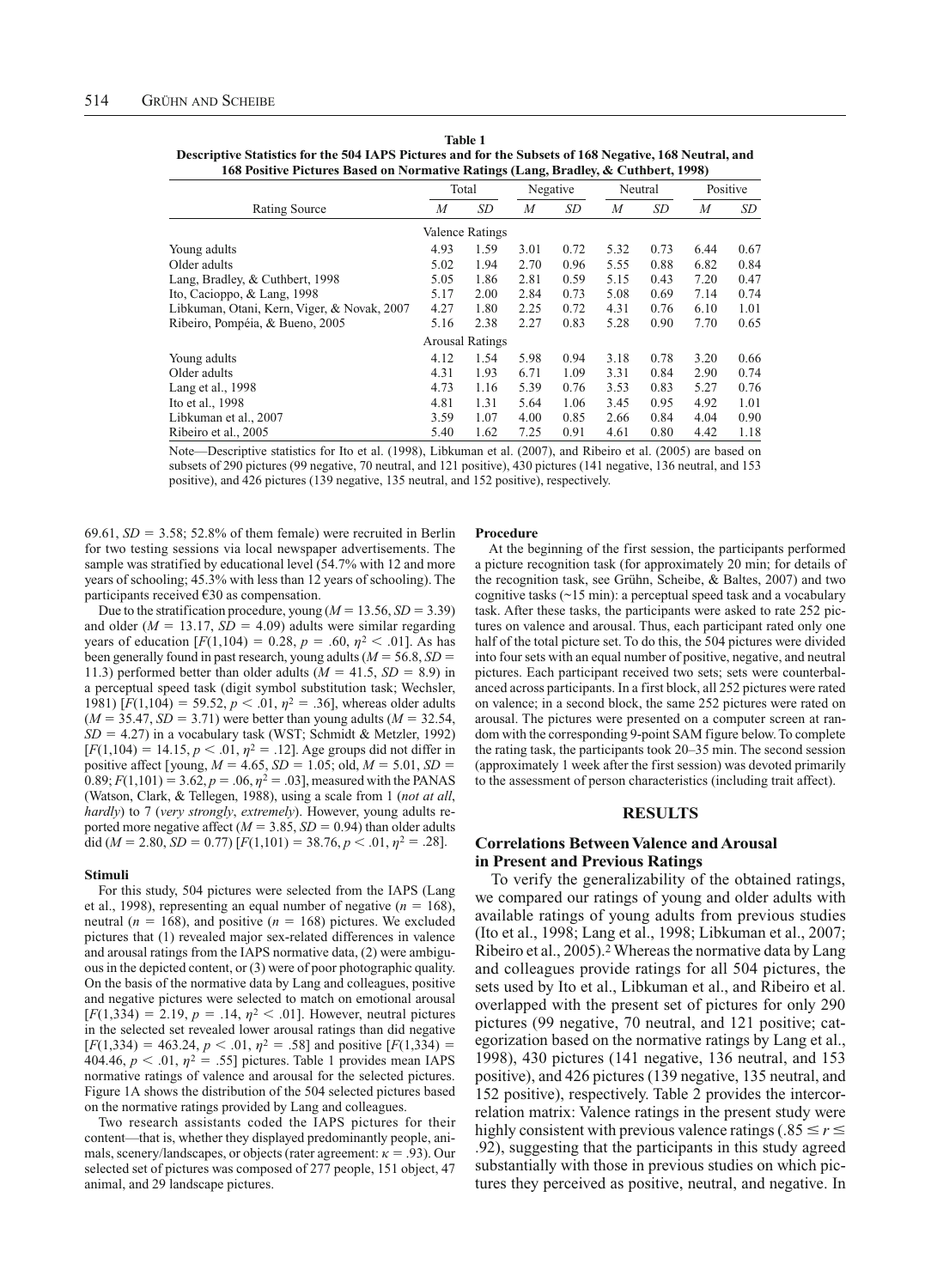**Table 1**
**Descriptive Statistics for the 504 IAPS Pictures and for the Subsets of 168 Negative, 168 Neutral, and 168 Positive Pictures Based on Normative Ratings (Lang, Bradley, & Cuthbert, 1998)**

| Rating Source | Total | | Negative | | Neutral | | Positive | |
|---|---|---|---|---|---|---|---|---|
| | *M* | *SD* | *M* | *SD* | *M* | *SD* | *M* | *SD* |
| **Valence Ratings** | | | | | | | | |
| Young adults | 4.93 | 1.59 | 3.01 | 0.72 | 5.32 | 0.73 | 6.44 | 0.67 |
| Older adults | 5.02 | 1.94 | 2.70 | 0.96 | 5.55 | 0.88 | 6.82 | 0.84 |
| Lang, Bradley, & Cuthbert, 1998 | 5.05 | 1.86 | 2.81 | 0.59 | 5.15 | 0.43 | 7.20 | 0.47 |
| Ito, Cacioppo, & Lang, 1998 | 5.17 | 2.00 | 2.84 | 0.73 | 5.08 | 0.69 | 7.14 | 0.74 |
| Libkuman, Otani, Kern, Viger, & Novak, 2007 | 4.27 | 1.80 | 2.25 | 0.72 | 4.31 | 0.76 | 6.10 | 1.01 |
| Ribeiro, Pompéia, & Bueno, 2005 | 5.16 | 2.38 | 2.27 | 0.83 | 5.28 | 0.90 | 7.70 | 0.65 |
| **Arousal Ratings** | | | | | | | | |
| Young adults | 4.12 | 1.54 | 5.98 | 0.94 | 3.18 | 0.78 | 3.20 | 0.66 |
| Older adults | 4.31 | 1.93 | 6.71 | 1.09 | 3.31 | 0.84 | 2.90 | 0.74 |
| Lang et al., 1998 | 4.73 | 1.16 | 5.39 | 0.76 | 3.53 | 0.83 | 5.27 | 0.76 |
| Ito et al., 1998 | 4.81 | 1.31 | 5.64 | 1.06 | 3.45 | 0.95 | 4.92 | 1.01 |
| Libkuman et al., 2007 | 3.59 | 1.07 | 4.00 | 0.85 | 2.66 | 0.84 | 4.04 | 0.90 |
| Ribeiro et al., 2005 | 5.40 | 1.62 | 7.25 | 0.91 | 4.61 | 0.80 | 4.42 | 1.18 |

Note—Descriptive statistics for Ito et al. (1998), Libkuman et al. (2007), and Ribeiro et al. (2005) are based on subsets of 290 pictures (99 negative, 70 neutral, and 121 positive), 430 pictures (141 negative, 136 neutral, and 153 positive), and 426 pictures (139 negative, 135 neutral, and 152 positive), respectively.

69.61, $SD = 3.58$; 52.8% of them female) were recruited in Berlin for two testing sessions via local newspaper advertisements. The sample was stratified by educational level (54.7% with 12 and more years of schooling; 45.3% with less than 12 years of schooling). The participants received €30 as compensation.

Due to the stratification procedure, young ($M = 13.56$, $SD = 3.39$) and older ($M = 13.17$, $SD = 4.09$) adults were similar regarding years of education [$F(1,104) = 0.28$, $p = .60$, $\eta^2 < .01$]. As has been generally found in past research, young adults ($M = 56.8$, $SD = 11.3$) performed better than older adults ($M = 41.5$, $SD = 8.9$) in a perceptual speed task (digit symbol substitution task; Wechsler, 1981) [$F(1,104) = 59.52$, $p < .01$, $\eta^2 = .36$], whereas older adults ($M = 35.47$, $SD = 3.71$) were better than young adults ($M = 32.54$, $SD = 4.27$) in a vocabulary task (WST; Schmidt & Metzler, 1992) [$F(1,104) = 14.15$, $p < .01$, $\eta^2 = .12$]. Age groups did not differ in positive affect [young, $M = 4.65$, $SD = 1.05$; old, $M = 5.01$, $SD = 0.89$; $F(1,101) = 3.62$, $p = .06$, $\eta^2 = .03$], measured with the PANAS (Watson, Clark, & Tellegen, 1988), using a scale from 1 (*not at all*, *hardly*) to 7 (*very strongly*, *extremely*). However, young adults reported more negative affect ($M = 3.85$, $SD = 0.94$) than older adults did ($M = 2.80$, $SD = 0.77$) [$F(1,101) = 38.76$, $p < .01$, $\eta^2 = .28$].

### Stimuli

For this study, 504 pictures were selected from the IAPS (Lang et al., 1998), representing an equal number of negative ($n = 168$), neutral ($n = 168$), and positive ($n = 168$) pictures. We excluded pictures that (1) revealed major sex-related differences in valence and arousal ratings from the IAPS normative data, (2) were ambiguous in the depicted content, or (3) were of poor photographic quality. On the basis of the normative data by Lang and colleagues, positive and negative pictures were selected to match on emotional arousal [$F(1,334) = 2.19$, $p = .14$, $\eta^2 < .01$]. However, neutral pictures in the selected set revealed lower arousal ratings than did negative [$F(1,334) = 463.24$, $p < .01$, $\eta^2 = .58$] and positive [$F(1,334) = 404.46$, $p < .01$, $\eta^2 = .55$] pictures. Table 1 provides mean IAPS normative ratings of valence and arousal for the selected pictures. Figure 1A shows the distribution of the 504 selected pictures based on the normative ratings provided by Lang and colleagues.

Two research assistants coded the IAPS pictures for their content—that is, whether they displayed predominantly people, animals, scenery/landscapes, or objects (rater agreement: $\kappa = .93$). Our selected set of pictures was composed of 277 people, 151 object, 47 animal, and 29 landscape pictures.

### Procedure

At the beginning of the first session, the participants performed a picture recognition task (for approximately 20 min; for details of the recognition task, see Grühn, Scheibe, & Baltes, 2007) and two cognitive tasks (~15 min): a perceptual speed task and a vocabulary task. After these tasks, the participants were asked to rate 252 pictures on valence and arousal. Thus, each participant rated only one half of the total picture set. To do this, the 504 pictures were divided into four sets with an equal number of positive, negative, and neutral pictures. Each participant received two sets; sets were counterbalanced across participants. In a first block, all 252 pictures were rated on valence; in a second block, the same 252 pictures were rated on arousal. The pictures were presented on a computer screen at random with the corresponding 9-point SAM figure below. To complete the rating task, the participants took 20–35 min. The second session (approximately 1 week after the first session) was devoted primarily to the assessment of person characteristics (including trait affect).

## RESULTS

### Correlations Between Valence and Arousal in Present and Previous Ratings

To verify the generalizability of the obtained ratings, we compared our ratings of young and older adults with available ratings of young adults from previous studies (Ito et al., 1998; Lang et al., 1998; Libkuman et al., 2007; Ribeiro et al., 2005).[2] Whereas the normative data by Lang and colleagues provide ratings for all 504 pictures, the sets used by Ito et al., Libkuman et al., and Ribeiro et al. overlapped with the present set of pictures for only 290 pictures (99 negative, 70 neutral, and 121 positive; categorization based on the normative ratings by Lang et al., 1998), 430 pictures (141 negative, 136 neutral, and 153 positive), and 426 pictures (139 negative, 135 neutral, and 152 positive), respectively. Table 2 provides the intercorrelation matrix: Valence ratings in the present study were highly consistent with previous valence ratings ($.85 \leq r \leq .92$), suggesting that the participants in this study agreed substantially with those in previous studies on which pictures they perceived as positive, neutral, and negative. In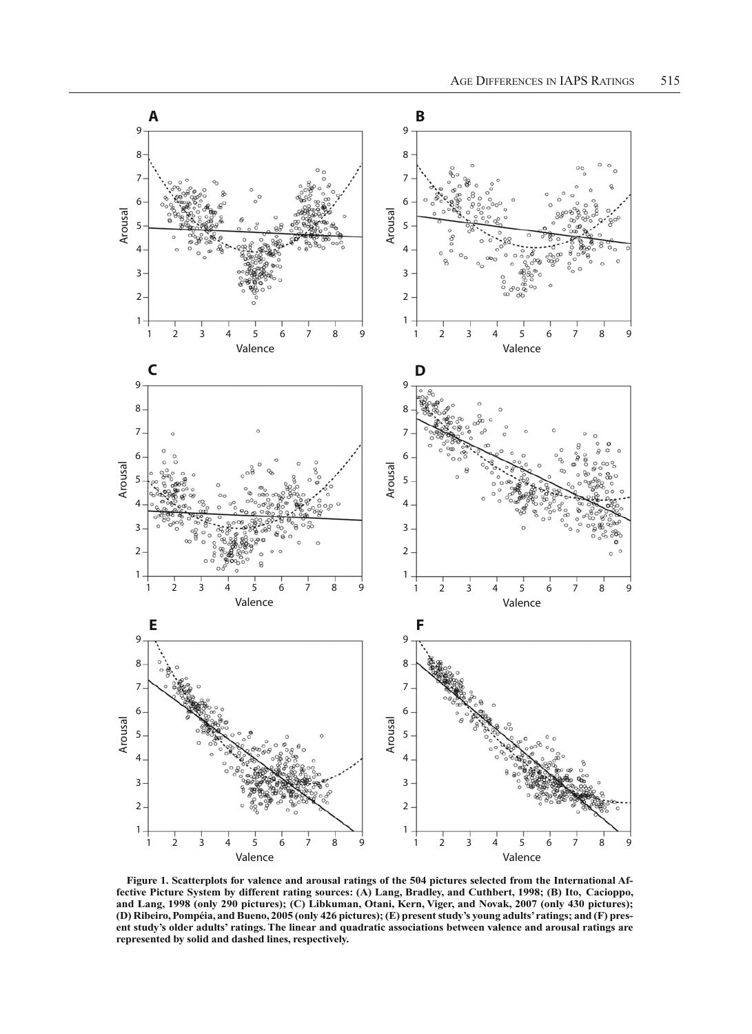**Figure 1. Scatterplots for valence and arousal ratings of the 504 pictures selected from the International Affective Picture System by different rating sources: (A) Lang, Bradley, and Cuthbert, 1998; (B) Ito, Cacioppo, and Lang, 1998 (only 290 pictures); (C) Libkuman, Otani, Kern, Viger, and Novak, 2007 (only 430 pictures); (D) Ribeiro, Pompéia, and Bueno, 2005 (only 426 pictures); (E) present study's young adults' ratings; and (F) present study's older adults' ratings. The linear and quadratic associations between valence and arousal ratings are represented by solid and dashed lines, respectively.**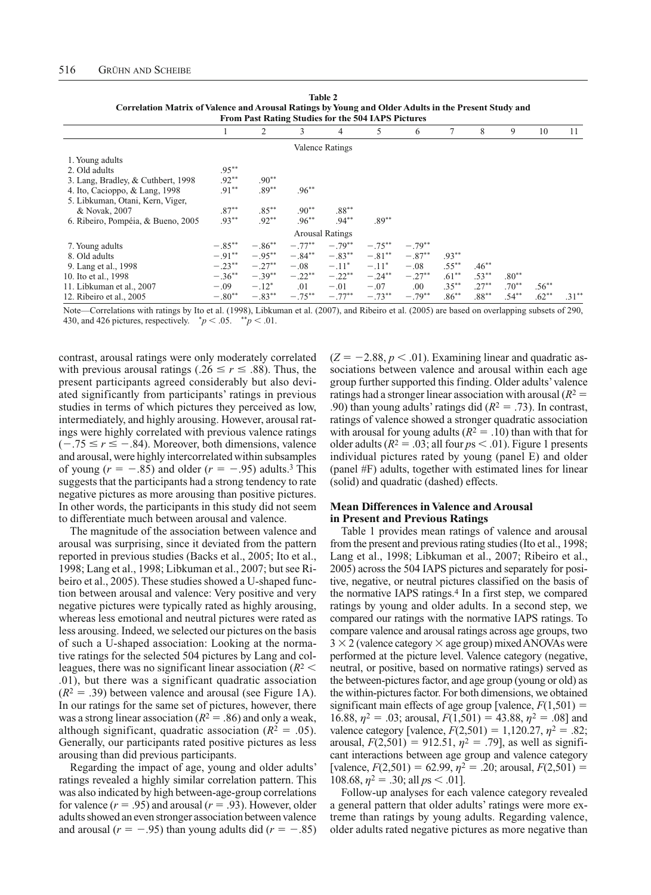**Table 2**
**Correlation Matrix of Valence and Arousal Ratings by Young and Older Adults in the Present Study and From Past Rating Studies for the 504 IAPS Pictures**

| | 1 | 2 | 3 | 4 | 5 | 6 | 7 | 8 | 9 | 10 | 11 |
|---|---|---|---|---|---|---|---|---|---|---|---|
| | | | | Valence Ratings | | | | | | | |
| 1. Young adults | | | | | | | | | | | |
| 2. Old adults | .95** | | | | | | | | | | |
| 3. Lang, Bradley, & Cuthbert, 1998 | .92** | .90** | | | | | | | | | |
| 4. Ito, Cacioppo, & Lang, 1998 | .91** | .89** | .96** | | | | | | | | |
| 5. Libkuman, Otani, Kern, Viger, & Novak, 2007 | .87** | .85** | .90** | .88** | | | | | | | |
| 6. Ribeiro, Pompéia, & Bueno, 2005 | .93** | .92** | .96** | .94** | .89** | | | | | | |
| | | | | Arousal Ratings | | | | | | | |
| 7. Young adults | −.85** | −.86** | −.77** | −.79** | −.75** | −.79** | | | | | |
| 8. Old adults | −.91** | −.95** | −.84** | −.83** | −.81** | −.87** | .93** | | | | |
| 9. Lang et al., 1998 | −.23** | −.27** | −.08 | −.11* | −.11* | −.08 | .55** | .46** | | | |
| 10. Ito et al., 1998 | −.36** | −.39** | −.22** | −.22** | −.24** | −.27** | .61** | .53** | .80** | | |
| 11. Libkuman et al., 2007 | −.09 | −.12* | .01 | −.01 | −.07 | .00 | .35** | .27** | .70** | .56** | |
| 12. Ribeiro et al., 2005 | −.80** | −.83** | −.75** | −.77** | −.73** | −.79** | .86** | .88** | .54** | .62** | .31** |

Note—Correlations with ratings by Ito et al. (1998), Libkuman et al. (2007), and Ribeiro et al. (2005) are based on overlapping subsets of 290, 430, and 426 pictures, respectively. *$p < .05$. **$p < .01$.

contrast, arousal ratings were only moderately correlated with previous arousal ratings ($.26 \leq r \leq .88$). Thus, the present participants agreed considerably but also deviated significantly from participants' ratings in previous studies in terms of which pictures they perceived as low, intermediately, and highly arousing. However, arousal ratings were highly correlated with previous valence ratings ($-.75 \leq r \leq -.84$). Moreover, both dimensions, valence and arousal, were highly intercorrelated within subsamples of young ($r = -.85$) and older ($r = -.95$) adults.[3] This suggests that the participants had a strong tendency to rate negative pictures as more arousing than positive pictures. In other words, the participants in this study did not seem to differentiate much between arousal and valence.

The magnitude of the association between valence and arousal was surprising, since it deviated from the pattern reported in previous studies (Backs et al., 2005; Ito et al., 1998; Lang et al., 1998; Libkuman et al., 2007; but see Ribeiro et al., 2005). These studies showed a U-shaped function between arousal and valence: Very positive and very negative pictures were typically rated as highly arousing, whereas less emotional and neutral pictures were rated as less arousing. Indeed, we selected our pictures on the basis of such a U-shaped association: Looking at the normative ratings for the selected 504 pictures by Lang and colleagues, there was no significant linear association ($R^2 < .01$), but there was a significant quadratic association ($R^2 = .39$) between valence and arousal (see Figure 1A). In our ratings for the same set of pictures, however, there was a strong linear association ($R^2 = .86$) and only a weak, although significant, quadratic association ($R^2 = .05$). Generally, our participants rated positive pictures as less arousing than did previous participants.

Regarding the impact of age, young and older adults' ratings revealed a highly similar correlation pattern. This was also indicated by high between-age-group correlations for valence ($r = .95$) and arousal ($r = .93$). However, older adults showed an even stronger association between valence and arousal ($r = -.95$) than young adults did ($r = -.85$) ($Z = -2.88$, $p < .01$). Examining linear and quadratic associations between valence and arousal within each age group further supported this finding. Older adults' valence ratings had a stronger linear association with arousal ($R^2 = .90$) than young adults' ratings did ($R^2 = .73$). In contrast, ratings of valence showed a stronger quadratic association with arousal for young adults ($R^2 = .10$) than with that for older adults ($R^2 = .03$; all four $p$s $< .01$). Figure 1 presents individual pictures rated by young (panel E) and older (panel #F) adults, together with estimated lines for linear (solid) and quadratic (dashed) effects.

## Mean Differences in Valence and Arousal in Present and Previous Ratings

Table 1 provides mean ratings of valence and arousal from the present and previous rating studies (Ito et al., 1998; Lang et al., 1998; Libkuman et al., 2007; Ribeiro et al., 2005) across the 504 IAPS pictures and separately for positive, negative, or neutral pictures classified on the basis of the normative IAPS ratings.[4] In a first step, we compared ratings by young and older adults. In a second step, we compared our ratings with the normative IAPS ratings. To compare valence and arousal ratings across age groups, two $3 \times 2$ (valence category $\times$ age group) mixed ANOVAs were performed at the picture level. Valence category (negative, neutral, or positive, based on normative ratings) served as the between-pictures factor, and age group (young or old) as the within-pictures factor. For both dimensions, we obtained significant main effects of age group [valence, $F(1,501) = 16.88$, $\eta^2 = .03$; arousal, $F(1,501) = 43.88$, $\eta^2 = .08$] and valence category [valence, $F(2,501) = 1{,}120.27$, $\eta^2 = .82$; arousal, $F(2,501) = 912.51$, $\eta^2 = .79$], as well as significant interactions between age group and valence category [valence, $F(2,501) = 62.99$, $\eta^2 = .20$; arousal, $F(2,501) = 108.68$, $\eta^2 = .30$; all $p$s $< .01$].

Follow-up analyses for each valence category revealed a general pattern that older adults' ratings were more extreme than ratings by young adults. Regarding valence, older adults rated negative pictures as more negative than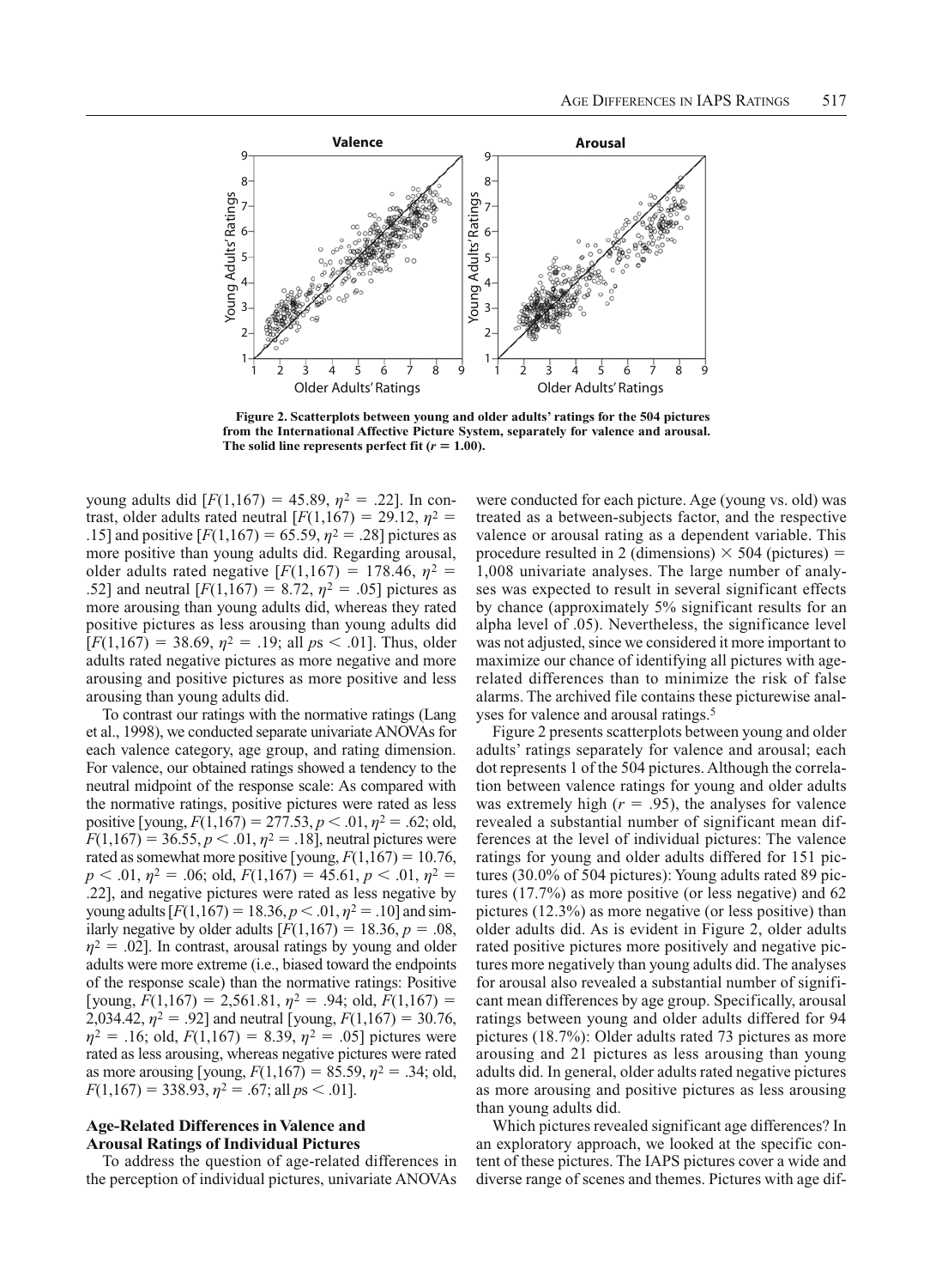Figure 2. Scatterplots between young and older adults' ratings for the 504 pictures from the International Affective Picture System, separately for valence and arousal. The solid line represents perfect fit ($r = 1.00$).

young adults did [$F(1,167) = 45.89$, $\eta^2 = .22$]. In contrast, older adults rated neutral [$F(1,167) = 29.12$, $\eta^2 = .15$] and positive [$F(1,167) = 65.59$, $\eta^2 = .28$] pictures as more positive than young adults did. Regarding arousal, older adults rated negative [$F(1,167) = 178.46$, $\eta^2 = .52$] and neutral [$F(1,167) = 8.72$, $\eta^2 = .05$] pictures as more arousing than young adults did, whereas they rated positive pictures as less arousing than young adults did [$F(1,167) = 38.69$, $\eta^2 = .19$; all $ps < .01$]. Thus, older adults rated negative pictures as more negative and more arousing and positive pictures as more positive and less arousing than young adults did.

To contrast our ratings with the normative ratings (Lang et al., 1998), we conducted separate univariate ANOVAs for each valence category, age group, and rating dimension. For valence, our obtained ratings showed a tendency to the neutral midpoint of the response scale: As compared with the normative ratings, positive pictures were rated as less positive [young, $F(1,167) = 277.53$, $p < .01$, $\eta^2 = .62$; old, $F(1,167) = 36.55$, $p < .01$, $\eta^2 = .18$], neutral pictures were rated as somewhat more positive [young, $F(1,167) = 10.76$, $p < .01$, $\eta^2 = .06$; old, $F(1,167) = 45.61$, $p < .01$, $\eta^2 = .22$], and negative pictures were rated as less negative by young adults [$F(1,167) = 18.36$, $p < .01$, $\eta^2 = .10$] and similarly negative by older adults [$F(1,167) = 18.36$, $p = .08$, $\eta^2 = .02$]. In contrast, arousal ratings by young and older adults were more extreme (i.e., biased toward the endpoints of the response scale) than the normative ratings: Positive [young, $F(1,167) = 2{,}561.81$, $\eta^2 = .94$; old, $F(1,167) = 2{,}034.42$, $\eta^2 = .92$] and neutral [young, $F(1,167) = 30.76$, $\eta^2 = .16$; old, $F(1,167) = 8.39$, $\eta^2 = .05$] pictures were rated as less arousing, whereas negative pictures were rated as more arousing [young, $F(1,167) = 85.59$, $\eta^2 = .34$; old, $F(1,167) = 338.93$, $\eta^2 = .67$; all $ps < .01$].

### Age-Related Differences in Valence and Arousal Ratings of Individual Pictures

To address the question of age-related differences in the perception of individual pictures, univariate ANOVAs were conducted for each picture. Age (young vs. old) was treated as a between-subjects factor, and the respective valence or arousal rating as a dependent variable. This procedure resulted in 2 (dimensions) $\times$ 504 (pictures) = 1,008 univariate analyses. The large number of analyses was expected to result in several significant effects by chance (approximately 5% significant results for an alpha level of .05). Nevertheless, the significance level was not adjusted, since we considered it more important to maximize our chance of identifying all pictures with age-related differences than to minimize the risk of false alarms. The archived file contains these picturewise analyses for valence and arousal ratings.[5]

Figure 2 presents scatterplots between young and older adults' ratings separately for valence and arousal; each dot represents 1 of the 504 pictures. Although the correlation between valence ratings for young and older adults was extremely high ($r = .95$), the analyses for valence revealed a substantial number of significant mean differences at the level of individual pictures: The valence ratings for young and older adults differed for 151 pictures (30.0% of 504 pictures): Young adults rated 89 pictures (17.7%) as more positive (or less negative) and 62 pictures (12.3%) as more negative (or less positive) than older adults did. As is evident in Figure 2, older adults rated positive pictures more positively and negative pictures more negatively than young adults did. The analyses for arousal also revealed a substantial number of significant mean differences by age group. Specifically, arousal ratings between young and older adults differed for 94 pictures (18.7%): Older adults rated 73 pictures as more arousing and 21 pictures as less arousing than young adults did. In general, older adults rated negative pictures as more arousing and positive pictures as less arousing than young adults did.

Which pictures revealed significant age differences? In an exploratory approach, we looked at the specific content of these pictures. The IAPS pictures cover a wide and diverse range of scenes and themes. Pictures with age dif-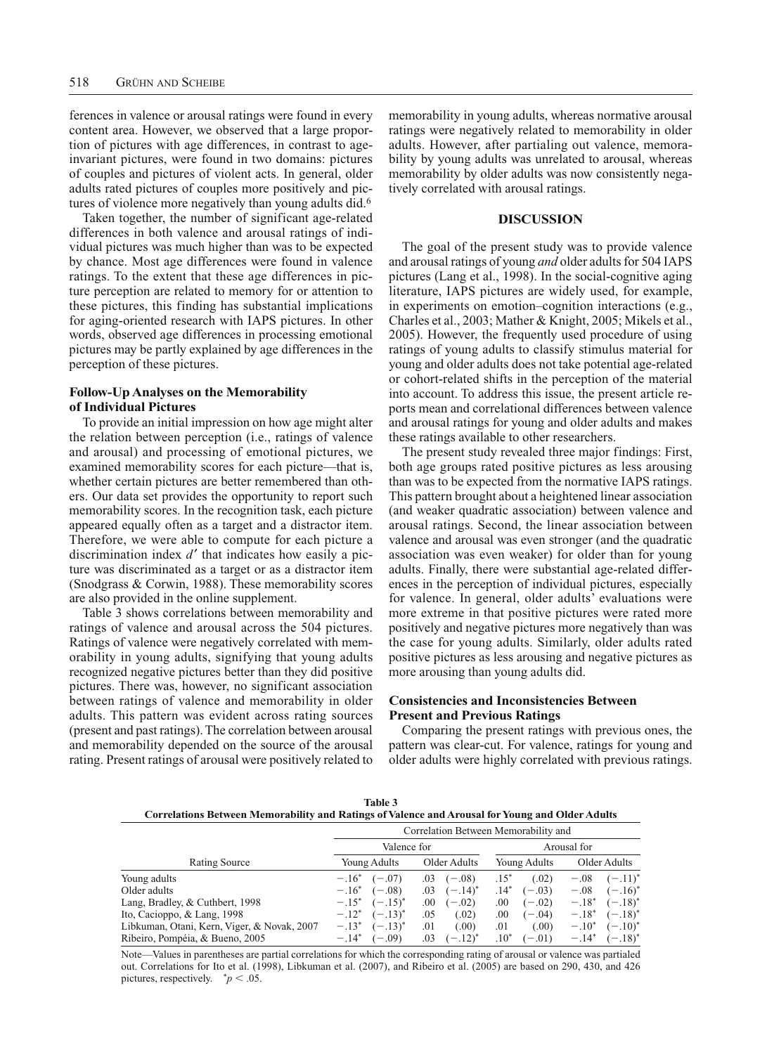ferences in valence or arousal ratings were found in every content area. However, we observed that a large proportion of pictures with age differences, in contrast to age-invariant pictures, were found in two domains: pictures of couples and pictures of violent acts. In general, older adults rated pictures of couples more positively and pictures of violence more negatively than young adults did.[6]

Taken together, the number of significant age-related differences in both valence and arousal ratings of individual pictures was much higher than was to be expected by chance. Most age differences were found in valence ratings. To the extent that these age differences in picture perception are related to memory for or attention to these pictures, this finding has substantial implications for aging-oriented research with IAPS pictures. In other words, observed age differences in processing emotional pictures may be partly explained by age differences in the perception of these pictures.

### Follow-Up Analyses on the Memorability of Individual Pictures

To provide an initial impression on how age might alter the relation between perception (i.e., ratings of valence and arousal) and processing of emotional pictures, we examined memorability scores for each picture—that is, whether certain pictures are better remembered than others. Our data set provides the opportunity to report such memorability scores. In the recognition task, each picture appeared equally often as a target and a distractor item. Therefore, we were able to compute for each picture a discrimination index $d'$ that indicates how easily a picture was discriminated as a target or as a distractor item (Snodgrass & Corwin, 1988). These memorability scores are also provided in the online supplement.

Table 3 shows correlations between memorability and ratings of valence and arousal across the 504 pictures. Ratings of valence were negatively correlated with memorability in young adults, signifying that young adults recognized negative pictures better than they did positive pictures. There was, however, no significant association between ratings of valence and memorability in older adults. This pattern was evident across rating sources (present and past ratings). The correlation between arousal and memorability depended on the source of the arousal rating. Present ratings of arousal were positively related to memorability in young adults, whereas normative arousal ratings were negatively related to memorability in older adults. However, after partialing out valence, memorability by young adults was unrelated to arousal, whereas memorability by older adults was now consistently negatively correlated with arousal ratings.

## DISCUSSION

The goal of the present study was to provide valence and arousal ratings of young *and* older adults for 504 IAPS pictures (Lang et al., 1998). In the social-cognitive aging literature, IAPS pictures are widely used, for example, in experiments on emotion–cognition interactions (e.g., Charles et al., 2003; Mather & Knight, 2005; Mikels et al., 2005). However, the frequently used procedure of using ratings of young adults to classify stimulus material for young and older adults does not take potential age-related or cohort-related shifts in the perception of the material into account. To address this issue, the present article reports mean and correlational differences between valence and arousal ratings for young and older adults and makes these ratings available to other researchers.

The present study revealed three major findings: First, both age groups rated positive pictures as less arousing than was to be expected from the normative IAPS ratings. This pattern brought about a heightened linear association (and weaker quadratic association) between valence and arousal ratings. Second, the linear association between valence and arousal was even stronger (and the quadratic association was even weaker) for older than for young adults. Finally, there were substantial age-related differences in the perception of individual pictures, especially for valence. In general, older adults' evaluations were more extreme in that positive pictures were rated more positively and negative pictures more negatively than was the case for young adults. Similarly, older adults rated positive pictures as less arousing and negative pictures as more arousing than young adults did.

### Consistencies and Inconsistencies Between Present and Previous Ratings

Comparing the present ratings with previous ones, the pattern was clear-cut. For valence, ratings for young and older adults were highly correlated with previous ratings.

**Table 3**
**Correlations Between Memorability and Ratings of Valence and Arousal for Young and Older Adults**

| | Correlation Between Memorability and | | | | | | | |
|---|---|---|---|---|---|---|---|---|
| | Valence for | | | | Arousal for | | | |
| Rating Source | Young Adults | | Older Adults | | Young Adults | | Older Adults | |
| Young adults | −.16* | (−.07) | .03 | (−.08) | .15* | (.02) | −.08 | (−.11)* |
| Older adults | −.16* | (−.08) | .03 | (−.14)* | .14* | (−.03) | −.08 | (−.16)* |
| Lang, Bradley, & Cuthbert, 1998 | −.15* | (−.15)* | .00 | (−.02) | .00 | (−.02) | −.18* | (−.18)* |
| Ito, Cacioppo, & Lang, 1998 | −.12* | (−.13)* | .05 | (.02) | .00 | (−.04) | −.18* | (−.18)* |
| Libkuman, Otani, Kern, Viger, & Novak, 2007 | −.13* | (−.13)* | .01 | (.00) | .01 | (.00) | −.10* | (−.10)* |
| Ribeiro, Pompéia, & Bueno, 2005 | −.14* | (−.09) | .03 | (−.12)* | .10* | (−.01) | −.14* | (−.18)* |

Note—Values in parentheses are partial correlations for which the corresponding rating of arousal or valence was partialed out. Correlations for Ito et al. (1998), Libkuman et al. (2007), and Ribeiro et al. (2005) are based on 290, 430, and 426 pictures, respectively. *$p < .05$.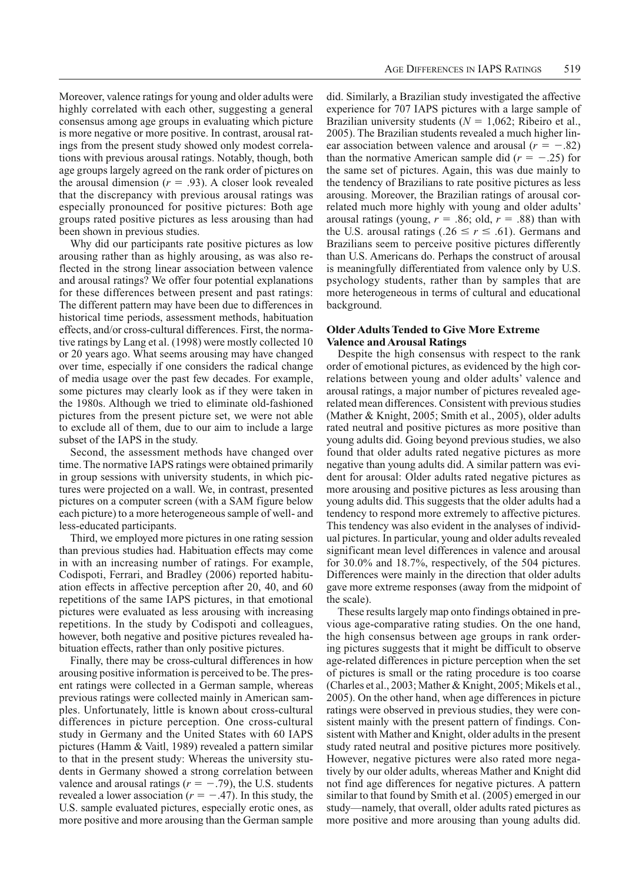Moreover, valence ratings for young and older adults were highly correlated with each other, suggesting a general consensus among age groups in evaluating which picture is more negative or more positive. In contrast, arousal ratings from the present study showed only modest correlations with previous arousal ratings. Notably, though, both age groups largely agreed on the rank order of pictures on the arousal dimension ($r = .93$). A closer look revealed that the discrepancy with previous arousal ratings was especially pronounced for positive pictures: Both age groups rated positive pictures as less arousing than had been shown in previous studies.

Why did our participants rate positive pictures as low arousing rather than as highly arousing, as was also reflected in the strong linear association between valence and arousal ratings? We offer four potential explanations for these differences between present and past ratings: The different pattern may have been due to differences in historical time periods, assessment methods, habituation effects, and/or cross-cultural differences. First, the normative ratings by Lang et al. (1998) were mostly collected 10 or 20 years ago. What seems arousing may have changed over time, especially if one considers the radical change of media usage over the past few decades. For example, some pictures may clearly look as if they were taken in the 1980s. Although we tried to eliminate old-fashioned pictures from the present picture set, we were not able to exclude all of them, due to our aim to include a large subset of the IAPS in the study.

Second, the assessment methods have changed over time. The normative IAPS ratings were obtained primarily in group sessions with university students, in which pictures were projected on a wall. We, in contrast, presented pictures on a computer screen (with a SAM figure below each picture) to a more heterogeneous sample of well- and less-educated participants.

Third, we employed more pictures in one rating session than previous studies had. Habituation effects may come in with an increasing number of ratings. For example, Codispoti, Ferrari, and Bradley (2006) reported habituation effects in affective perception after 20, 40, and 60 repetitions of the same IAPS pictures, in that emotional pictures were evaluated as less arousing with increasing repetitions. In the study by Codispoti and colleagues, however, both negative and positive pictures revealed habituation effects, rather than only positive pictures.

Finally, there may be cross-cultural differences in how arousing positive information is perceived to be. The present ratings were collected in a German sample, whereas previous ratings were collected mainly in American samples. Unfortunately, little is known about cross-cultural differences in picture perception. One cross-cultural study in Germany and the United States with 60 IAPS pictures (Hamm & Vaitl, 1989) revealed a pattern similar to that in the present study: Whereas the university students in Germany showed a strong correlation between valence and arousal ratings ($r = -.79$), the U.S. students revealed a lower association ($r = -.47$). In this study, the U.S. sample evaluated pictures, especially erotic ones, as more positive and more arousing than the German sample did. Similarly, a Brazilian study investigated the affective experience for 707 IAPS pictures with a large sample of Brazilian university students ($N = 1{,}062$; Ribeiro et al., 2005). The Brazilian students revealed a much higher linear association between valence and arousal ($r = -.82$) than the normative American sample did ($r = -.25$) for the same set of pictures. Again, this was due mainly to the tendency of Brazilians to rate positive pictures as less arousing. Moreover, the Brazilian ratings of arousal correlated much more highly with young and older adults' arousal ratings (young, $r = .86$; old, $r = .88$) than with the U.S. arousal ratings ($.26 \leq r \leq .61$). Germans and Brazilians seem to perceive positive pictures differently than U.S. Americans do. Perhaps the construct of arousal is meaningfully differentiated from valence only by U.S. psychology students, rather than by samples that are more heterogeneous in terms of cultural and educational background.

### Older Adults Tended to Give More Extreme Valence and Arousal Ratings

Despite the high consensus with respect to the rank order of emotional pictures, as evidenced by the high correlations between young and older adults' valence and arousal ratings, a major number of pictures revealed age-related mean differences. Consistent with previous studies (Mather & Knight, 2005; Smith et al., 2005), older adults rated neutral and positive pictures as more positive than young adults did. Going beyond previous studies, we also found that older adults rated negative pictures as more negative than young adults did. A similar pattern was evident for arousal: Older adults rated negative pictures as more arousing and positive pictures as less arousing than young adults did. This suggests that the older adults had a tendency to respond more extremely to affective pictures. This tendency was also evident in the analyses of individual pictures. In particular, young and older adults revealed significant mean level differences in valence and arousal for 30.0% and 18.7%, respectively, of the 504 pictures. Differences were mainly in the direction that older adults gave more extreme responses (away from the midpoint of the scale).

These results largely map onto findings obtained in previous age-comparative rating studies. On the one hand, the high consensus between age groups in rank ordering pictures suggests that it might be difficult to observe age-related differences in picture perception when the set of pictures is small or the rating procedure is too coarse (Charles et al., 2003; Mather & Knight, 2005; Mikels et al., 2005). On the other hand, when age differences in picture ratings were observed in previous studies, they were consistent mainly with the present pattern of findings. Consistent with Mather and Knight, older adults in the present study rated neutral and positive pictures more positively. However, negative pictures were also rated more negatively by our older adults, whereas Mather and Knight did not find age differences for negative pictures. A pattern similar to that found by Smith et al. (2005) emerged in our study—namely, that overall, older adults rated pictures as more positive and more arousing than young adults did.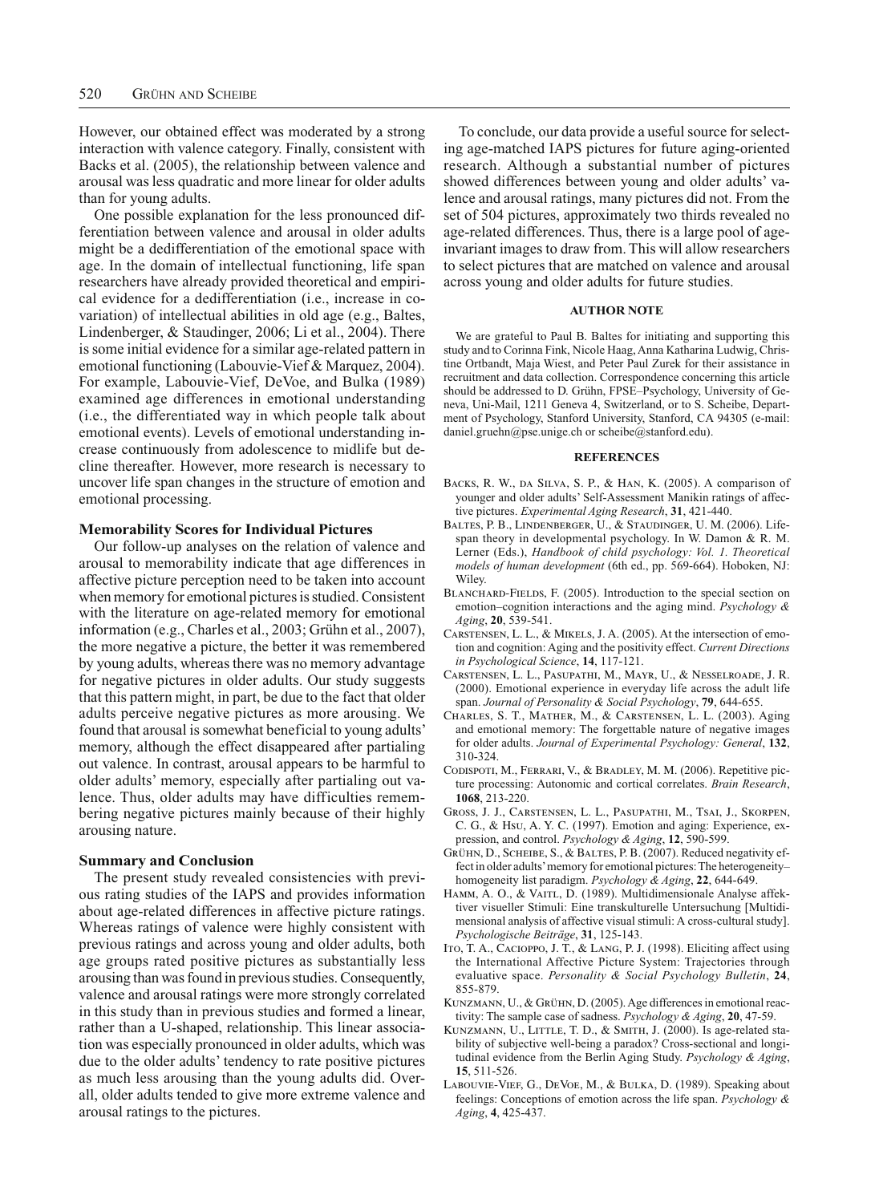However, our obtained effect was moderated by a strong interaction with valence category. Finally, consistent with Backs et al. (2005), the relationship between valence and arousal was less quadratic and more linear for older adults than for young adults.

One possible explanation for the less pronounced differentiation between valence and arousal in older adults might be a dedifferentiation of the emotional space with age. In the domain of intellectual functioning, life span researchers have already provided theoretical and empirical evidence for a dedifferentiation (i.e., increase in covariation) of intellectual abilities in old age (e.g., Baltes, Lindenberger, & Staudinger, 2006; Li et al., 2004). There is some initial evidence for a similar age-related pattern in emotional functioning (Labouvie-Vief & Marquez, 2004). For example, Labouvie-Vief, DeVoe, and Bulka (1989) examined age differences in emotional understanding (i.e., the differentiated way in which people talk about emotional events). Levels of emotional understanding increase continuously from adolescence to midlife but decline thereafter. However, more research is necessary to uncover life span changes in the structure of emotion and emotional processing.

### Memorability Scores for Individual Pictures

Our follow-up analyses on the relation of valence and arousal to memorability indicate that age differences in affective picture perception need to be taken into account when memory for emotional pictures is studied. Consistent with the literature on age-related memory for emotional information (e.g., Charles et al., 2003; Grühn et al., 2007), the more negative a picture, the better it was remembered by young adults, whereas there was no memory advantage for negative pictures in older adults. Our study suggests that this pattern might, in part, be due to the fact that older adults perceive negative pictures as more arousing. We found that arousal is somewhat beneficial to young adults' memory, although the effect disappeared after partialing out valence. In contrast, arousal appears to be harmful to older adults' memory, especially after partialing out valence. Thus, older adults may have difficulties remembering negative pictures mainly because of their highly arousing nature.

### Summary and Conclusion

The present study revealed consistencies with previous rating studies of the IAPS and provides information about age-related differences in affective picture ratings. Whereas ratings of valence were highly consistent with previous ratings and across young and older adults, both age groups rated positive pictures as substantially less arousing than was found in previous studies. Consequently, valence and arousal ratings were more strongly correlated in this study than in previous studies and formed a linear, rather than a U-shaped, relationship. This linear association was especially pronounced in older adults, which was due to the older adults' tendency to rate positive pictures as much less arousing than the young adults did. Overall, older adults tended to give more extreme valence and arousal ratings to the pictures.

To conclude, our data provide a useful source for selecting age-matched IAPS pictures for future aging-oriented research. Although a substantial number of pictures showed differences between young and older adults' valence and arousal ratings, many pictures did not. From the set of 504 pictures, approximately two thirds revealed no age-related differences. Thus, there is a large pool of age-invariant images to draw from. This will allow researchers to select pictures that are matched on valence and arousal across young and older adults for future studies.

## AUTHOR NOTE

We are grateful to Paul B. Baltes for initiating and supporting this study and to Corinna Fink, Nicole Haag, Anna Katharina Ludwig, Christine Ortbandt, Maja Wiest, and Peter Paul Zurek for their assistance in recruitment and data collection. Correspondence concerning this article should be addressed to D. Grühn, FPSE–Psychology, University of Geneva, Uni-Mail, 1211 Geneva 4, Switzerland, or to S. Scheibe, Department of Psychology, Stanford University, Stanford, CA 94305 (e-mail: daniel.gruehn@pse.unige.ch or scheibe@stanford.edu).

## REFERENCES

Backs, R. W., da Silva, S. P., & Han, K. (2005). A comparison of younger and older adults' Self-Assessment Manikin ratings of affective pictures. *Experimental Aging Research*, **31**, 421-440.

Baltes, P. B., Lindenberger, U., & Staudinger, U. M. (2006). Lifespan theory in developmental psychology. In W. Damon & R. M. Lerner (Eds.), *Handbook of child psychology: Vol. 1. Theoretical models of human development* (6th ed., pp. 569-664). Hoboken, NJ: Wiley.

Blanchard-Fields, F. (2005). Introduction to the special section on emotion–cognition interactions and the aging mind. *Psychology & Aging*, **20**, 539-541.

Carstensen, L. L., & Mikels, J. A. (2005). At the intersection of emotion and cognition: Aging and the positivity effect. *Current Directions in Psychological Science*, **14**, 117-121.

Carstensen, L. L., Pasupathi, M., Mayr, U., & Nesselroade, J. R. (2000). Emotional experience in everyday life across the adult life span. *Journal of Personality & Social Psychology*, **79**, 644-655.

Charles, S. T., Mather, M., & Carstensen, L. L. (2003). Aging and emotional memory: The forgettable nature of negative images for older adults. *Journal of Experimental Psychology: General*, **132**, 310-324.

Codispoti, M., Ferrari, V., & Bradley, M. M. (2006). Repetitive picture processing: Autonomic and cortical correlates. *Brain Research*, **1068**, 213-220.

Gross, J. J., Carstensen, L. L., Pasupathi, M., Tsai, J., Skorpen, C. G., & Hsu, A. Y. C. (1997). Emotion and aging: Experience, expression, and control. *Psychology & Aging*, **12**, 590-599.

Grühn, D., Scheibe, S., & Baltes, P. B. (2007). Reduced negativity effect in older adults' memory for emotional pictures: The heterogeneity–homogeneity list paradigm. *Psychology & Aging*, **22**, 644-649.

Hamm, A. O., & Vaitl, D. (1989). Multidimensionale Analyse affektiver visueller Stimuli: Eine transkulturelle Untersuchung [Multidimensional analysis of affective visual stimuli: A cross-cultural study]. *Psychologische Beiträge*, **31**, 125-143.

Ito, T. A., Cacioppo, J. T., & Lang, P. J. (1998). Eliciting affect using the International Affective Picture System: Trajectories through evaluative space. *Personality & Social Psychology Bulletin*, **24**, 855-879.

Kunzmann, U., & Grühn, D. (2005). Age differences in emotional reactivity: The sample case of sadness. *Psychology & Aging*, **20**, 47-59.

Kunzmann, U., Little, T. D., & Smith, J. (2000). Is age-related stability of subjective well-being a paradox? Cross-sectional and longitudinal evidence from the Berlin Aging Study. *Psychology & Aging*, **15**, 511-526.

Labouvie-Vief, G., DeVoe, M., & Bulka, D. (1989). Speaking about feelings: Conceptions of emotion across the life span. *Psychology & Aging*, **4**, 425-437.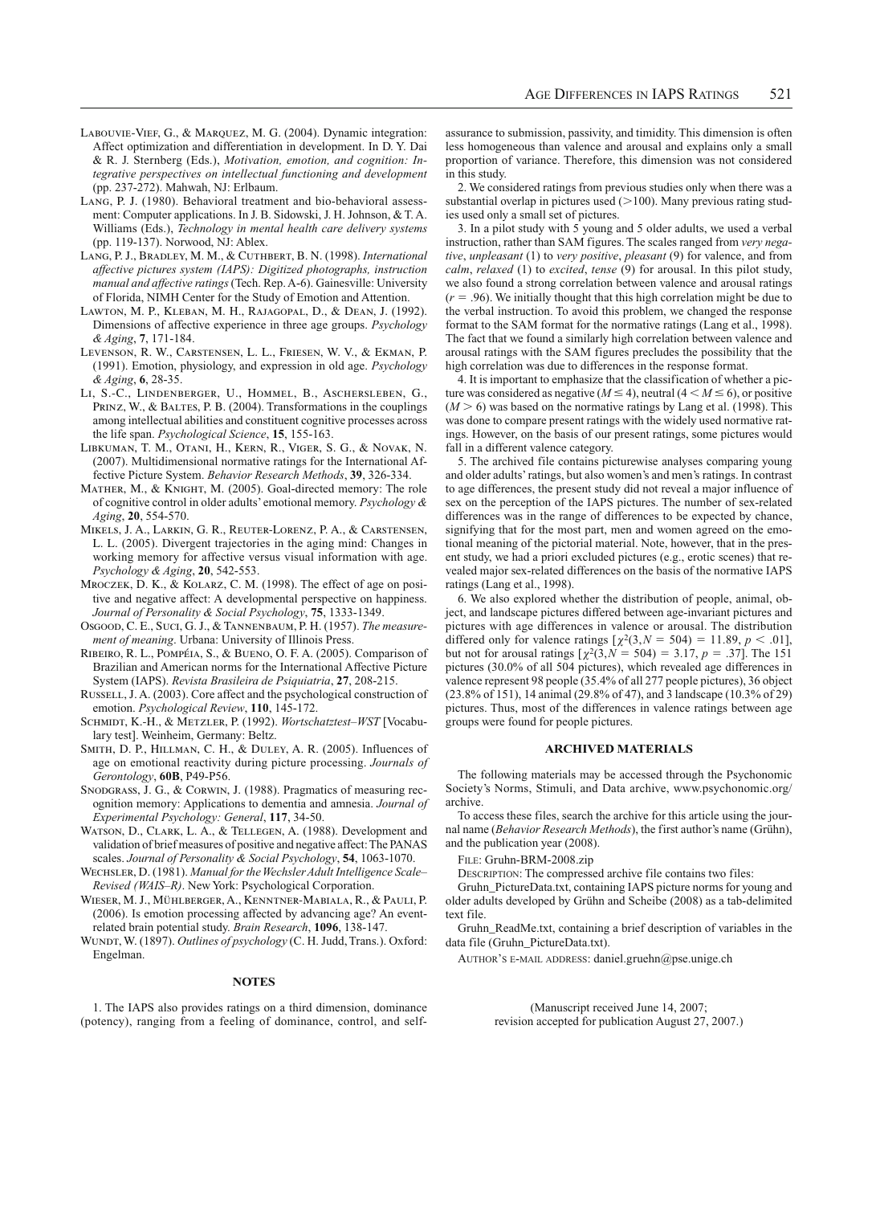Labouvie-Vief, G., & Marquez, M. G. (2004). Dynamic integration: Affect optimization and differentiation in development. In D. Y. Dai & R. J. Sternberg (Eds.), *Motivation, emotion, and cognition: Integrative perspectives on intellectual functioning and development* (pp. 237-272). Mahwah, NJ: Erlbaum.

Lang, P. J. (1980). Behavioral treatment and bio-behavioral assessment: Computer applications. In J. B. Sidowski, J. H. Johnson, & T. A. Williams (Eds.), *Technology in mental health care delivery systems* (pp. 119-137). Norwood, NJ: Ablex.

Lang, P. J., Bradley, M. M., & Cuthbert, B. N. (1998). *International affective pictures system (IAPS): Digitized photographs, instruction manual and affective ratings* (Tech. Rep. A-6). Gainesville: University of Florida, NIMH Center for the Study of Emotion and Attention.

Lawton, M. P., Kleban, M. H., Rajagopal, D., & Dean, J. (1992). Dimensions of affective experience in three age groups. *Psychology & Aging*, **7**, 171-184.

Levenson, R. W., Carstensen, L. L., Friesen, W. V., & Ekman, P. (1991). Emotion, physiology, and expression in old age. *Psychology & Aging*, **6**, 28-35.

Li, S.-C., Lindenberger, U., Hommel, B., Aschersleben, G., Prinz, W., & Baltes, P. B. (2004). Transformations in the couplings among intellectual abilities and constituent cognitive processes across the life span. *Psychological Science*, **15**, 155-163.

Libkuman, T. M., Otani, H., Kern, R., Viger, S. G., & Novak, N. (2007). Multidimensional normative ratings for the International Affective Picture System. *Behavior Research Methods*, **39**, 326-334.

Mather, M., & Knight, M. (2005). Goal-directed memory: The role of cognitive control in older adults' emotional memory. *Psychology & Aging*, **20**, 554-570.

Mikels, J. A., Larkin, G. R., Reuter-Lorenz, P. A., & Carstensen, L. L. (2005). Divergent trajectories in the aging mind: Changes in working memory for affective versus visual information with age. *Psychology & Aging*, **20**, 542-553.

Mroczek, D. K., & Kolarz, C. M. (1998). The effect of age on positive and negative affect: A developmental perspective on happiness. *Journal of Personality & Social Psychology*, **75**, 1333-1349.

Osgood, C. E., Suci, G. J., & Tannenbaum, P. H. (1957). *The measurement of meaning*. Urbana: University of Illinois Press.

Ribeiro, R. L., Pompéia, S., & Bueno, O. F. A. (2005). Comparison of Brazilian and American norms for the International Affective Picture System (IAPS). *Revista Brasileira de Psiquiatria*, **27**, 208-215.

Russell, J. A. (2003). Core affect and the psychological construction of emotion. *Psychological Review*, **110**, 145-172.

Schmidt, K.-H., & Metzler, P. (1992). *Wortschatztest–WST* [Vocabulary test]. Weinheim, Germany: Beltz.

Smith, D. P., Hillman, C. H., & Duley, A. R. (2005). Influences of age on emotional reactivity during picture processing. *Journals of Gerontology*, **60B**, P49-P56.

Snodgrass, J. G., & Corwin, J. (1988). Pragmatics of measuring recognition memory: Applications to dementia and amnesia. *Journal of Experimental Psychology: General*, **117**, 34-50.

Watson, D., Clark, L. A., & Tellegen, A. (1988). Development and validation of brief measures of positive and negative affect: The PANAS scales. *Journal of Personality & Social Psychology*, **54**, 1063-1070.

Wechsler, D. (1981). *Manual for the Wechsler Adult Intelligence Scale–Revised (WAIS–R)*. New York: Psychological Corporation.

Wieser, M. J., Mühlberger, A., Kenntner-Mabiala, R., & Pauli, P. (2006). Is emotion processing affected by advancing age? An event-related brain potential study. *Brain Research*, **1096**, 138-147.

Wundt, W. (1897). *Outlines of psychology* (C. H. Judd, Trans.). Oxford: Engelman.

## NOTES

1. The IAPS also provides ratings on a third dimension, dominance (potency), ranging from a feeling of dominance, control, and self-assurance to submission, passivity, and timidity. This dimension is often less homogeneous than valence and arousal and explains only a small proportion of variance. Therefore, this dimension was not considered in this study.

2. We considered ratings from previous studies only when there was a substantial overlap in pictures used (>100). Many previous rating studies used only a small set of pictures.

3. In a pilot study with 5 young and 5 older adults, we used a verbal instruction, rather than SAM figures. The scales ranged from *very negative*, *unpleasant* (1) to *very positive*, *pleasant* (9) for valence, and from *calm*, *relaxed* (1) to *excited*, *tense* (9) for arousal. In this pilot study, we also found a strong correlation between valence and arousal ratings ($r = .96$). We initially thought that this high correlation might be due to the verbal instruction. To avoid this problem, we changed the response format to the SAM format for the normative ratings (Lang et al., 1998). The fact that we found a similarly high correlation between valence and arousal ratings with the SAM figures precludes the possibility that the high correlation was due to differences in the response format.

4. It is important to emphasize that the classification of whether a picture was considered as negative ($M \leq 4$), neutral ($4 < M \leq 6$), or positive ($M > 6$) was based on the normative ratings by Lang et al. (1998). This was done to compare present ratings with the widely used normative ratings. However, on the basis of our present ratings, some pictures would fall in a different valence category.

5. The archived file contains picturewise analyses comparing young and older adults' ratings, but also women's and men's ratings. In contrast to age differences, the present study did not reveal a major influence of sex on the perception of the IAPS pictures. The number of sex-related differences was in the range of differences to be expected by chance, signifying that for the most part, men and women agreed on the emotional meaning of the pictorial material. Note, however, that in the present study, we had a priori excluded pictures (e.g., erotic scenes) that revealed major sex-related differences on the basis of the normative IAPS ratings (Lang et al., 1998).

6. We also explored whether the distribution of people, animal, object, and landscape pictures differed between age-invariant pictures and pictures with age differences in valence or arousal. The distribution differed only for valence ratings [$\chi^2(3, N = 504) = 11.89$, $p < .01$], but not for arousal ratings [$\chi^2(3, N = 504) = 3.17$, $p = .37$]. The 151 pictures (30.0% of all 504 pictures), which revealed age differences in valence represent 98 people (35.4% of all 277 people pictures), 36 object (23.8% of 151), 14 animal (29.8% of 47), and 3 landscape (10.3% of 29) pictures. Thus, most of the differences in valence ratings between age groups were found for people pictures.

## ARCHIVED MATERIALS

The following materials may be accessed through the Psychonomic Society's Norms, Stimuli, and Data archive, www.psychonomic.org/archive.

To access these files, search the archive for this article using the journal name (*Behavior Research Methods*), the first author's name (Grühn), and the publication year (2008).

File: Gruhn-BRM-2008.zip

Description: The compressed archive file contains two files:

Gruhn_PictureData.txt, containing IAPS picture norms for young and older adults developed by Grühn and Scheibe (2008) as a tab-delimited text file.

Gruhn_ReadMe.txt, containing a brief description of variables in the data file (Gruhn_PictureData.txt).

Author's e-mail address: daniel.gruehn@pse.unige.ch

(Manuscript received June 14, 2007;
revision accepted for publication August 27, 2007.)